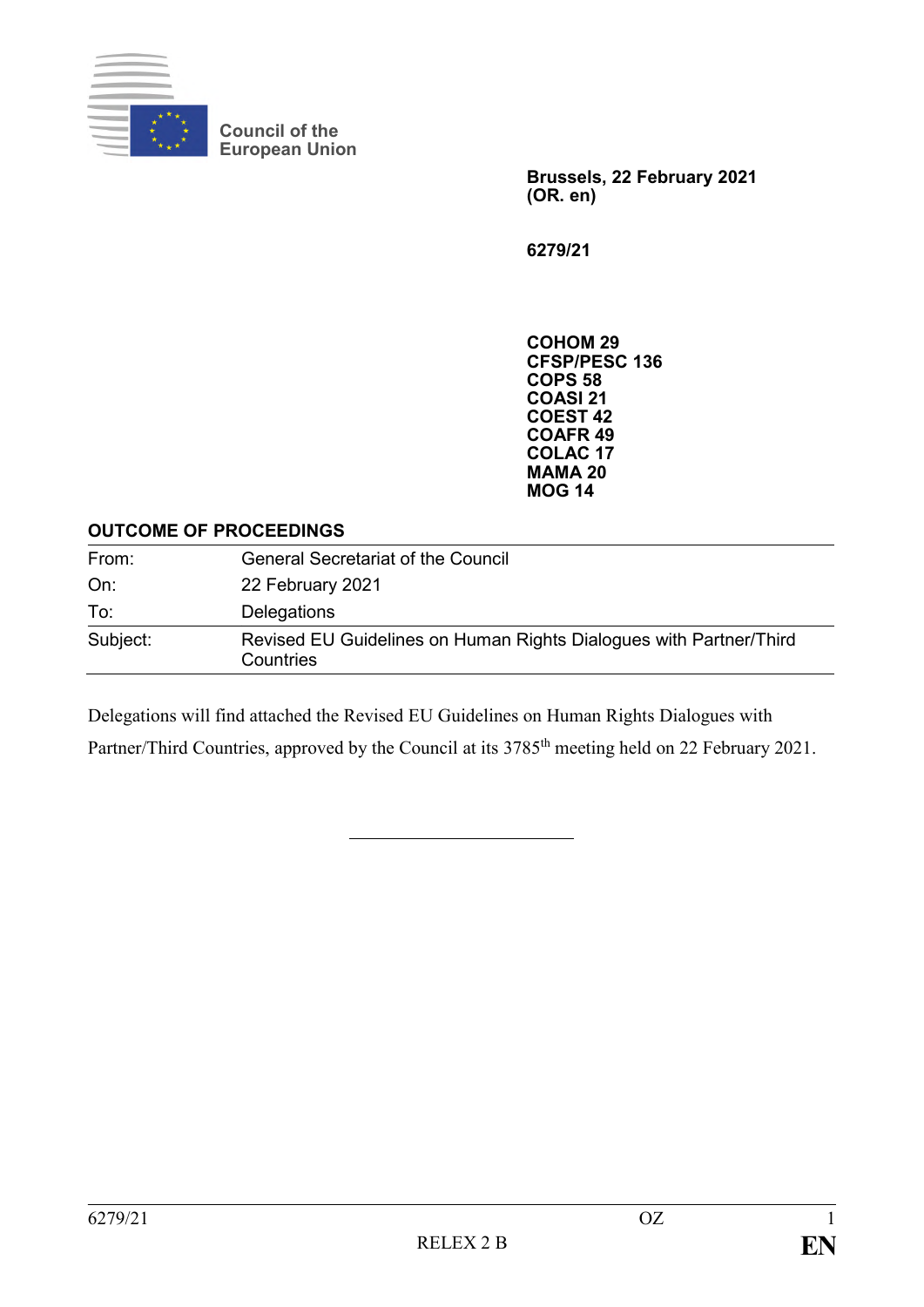Council of the European Union

**Brussels, 22 February 2021**
**(OR. en)**

**6279/21**

**COHOM 29**
**CFSP/PESC 136**
**COPS 58**
**COASI 21**
**COEST 42**
**COAFR 49**
**COLAC 17**
**MAMA 20**
**MOG 14**

## OUTCOME OF PROCEEDINGS

| | |
|---|---|
| From: | General Secretariat of the Council |
| On: | 22 February 2021 |
| To: | Delegations |
| Subject: | Revised EU Guidelines on Human Rights Dialogues with Partner/Third Countries |

Delegations will find attached the Revised EU Guidelines on Human Rights Dialogues with Partner/Third Countries, approved by the Council at its 3785th meeting held on 22 February 2021.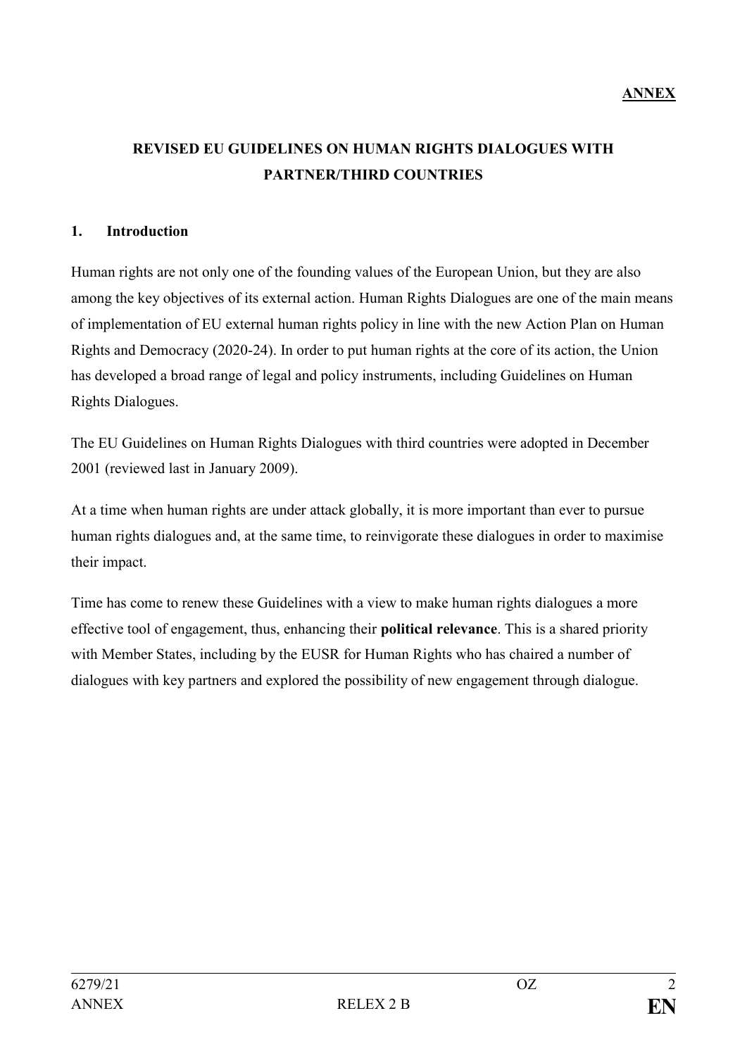**ANNEX**

# REVISED EU GUIDELINES ON HUMAN RIGHTS DIALOGUES WITH PARTNER/THIRD COUNTRIES

## 1. Introduction

Human rights are not only one of the founding values of the European Union, but they are also among the key objectives of its external action. Human Rights Dialogues are one of the main means of implementation of EU external human rights policy in line with the new Action Plan on Human Rights and Democracy (2020-24). In order to put human rights at the core of its action, the Union has developed a broad range of legal and policy instruments, including Guidelines on Human Rights Dialogues.

The EU Guidelines on Human Rights Dialogues with third countries were adopted in December 2001 (reviewed last in January 2009).

At a time when human rights are under attack globally, it is more important than ever to pursue human rights dialogues and, at the same time, to reinvigorate these dialogues in order to maximise their impact.

Time has come to renew these Guidelines with a view to make human rights dialogues a more effective tool of engagement, thus, enhancing their **political relevance**. This is a shared priority with Member States, including by the EUSR for Human Rights who has chaired a number of dialogues with key partners and explored the possibility of new engagement through dialogue.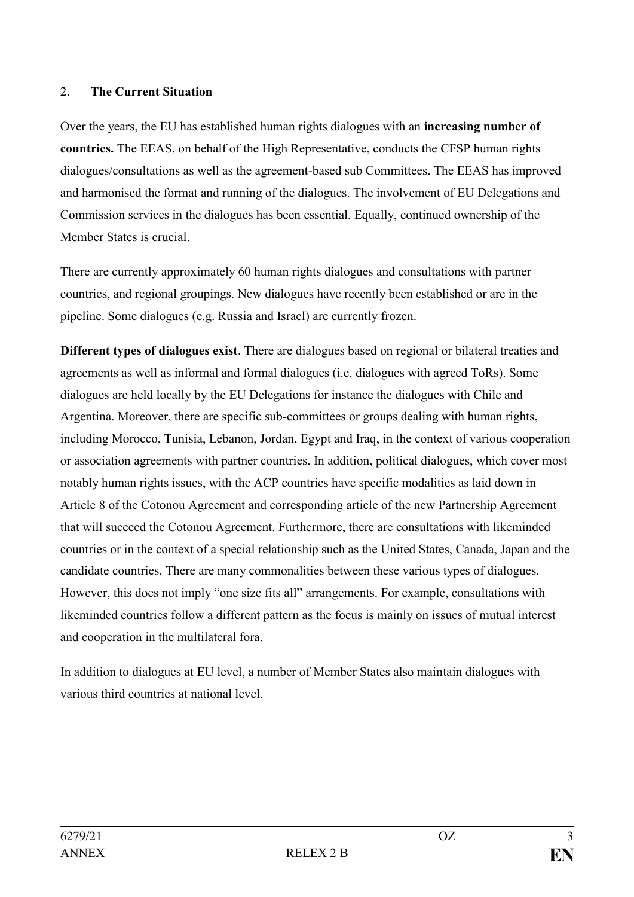## 2. **The Current Situation**

Over the years, the EU has established human rights dialogues with an **increasing number of countries.** The EEAS, on behalf of the High Representative, conducts the CFSP human rights dialogues/consultations as well as the agreement-based sub Committees. The EEAS has improved and harmonised the format and running of the dialogues. The involvement of EU Delegations and Commission services in the dialogues has been essential. Equally, continued ownership of the Member States is crucial.

There are currently approximately 60 human rights dialogues and consultations with partner countries, and regional groupings. New dialogues have recently been established or are in the pipeline. Some dialogues (e.g. Russia and Israel) are currently frozen.

**Different types of dialogues exist**. There are dialogues based on regional or bilateral treaties and agreements as well as informal and formal dialogues (i.e. dialogues with agreed ToRs). Some dialogues are held locally by the EU Delegations for instance the dialogues with Chile and Argentina. Moreover, there are specific sub-committees or groups dealing with human rights, including Morocco, Tunisia, Lebanon, Jordan, Egypt and Iraq, in the context of various cooperation or association agreements with partner countries. In addition, political dialogues, which cover most notably human rights issues, with the ACP countries have specific modalities as laid down in Article 8 of the Cotonou Agreement and corresponding article of the new Partnership Agreement that will succeed the Cotonou Agreement. Furthermore, there are consultations with likeminded countries or in the context of a special relationship such as the United States, Canada, Japan and the candidate countries. There are many commonalities between these various types of dialogues. However, this does not imply "one size fits all" arrangements. For example, consultations with likeminded countries follow a different pattern as the focus is mainly on issues of mutual interest and cooperation in the multilateral fora.

In addition to dialogues at EU level, a number of Member States also maintain dialogues with various third countries at national level.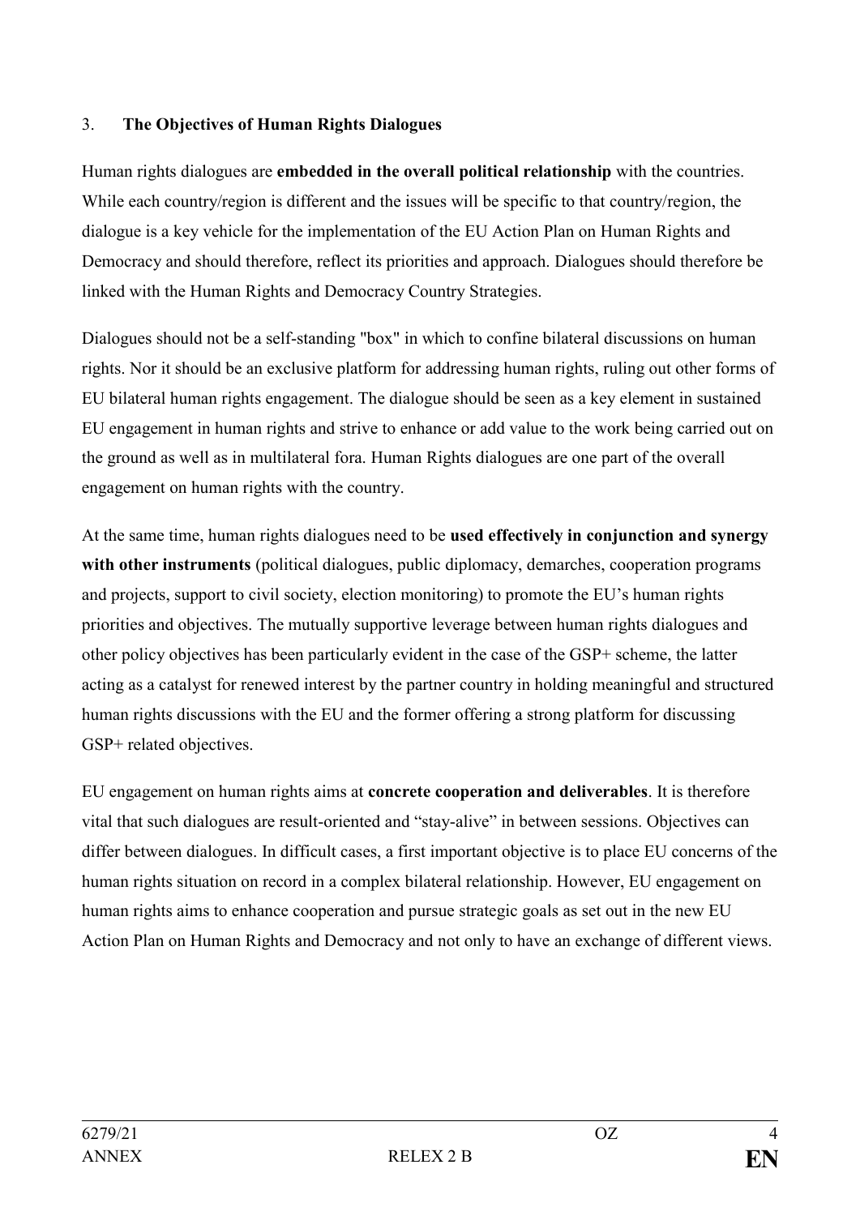## 3. **The Objectives of Human Rights Dialogues**

Human rights dialogues are **embedded in the overall political relationship** with the countries. While each country/region is different and the issues will be specific to that country/region, the dialogue is a key vehicle for the implementation of the EU Action Plan on Human Rights and Democracy and should therefore, reflect its priorities and approach. Dialogues should therefore be linked with the Human Rights and Democracy Country Strategies.

Dialogues should not be a self-standing "box" in which to confine bilateral discussions on human rights. Nor it should be an exclusive platform for addressing human rights, ruling out other forms of EU bilateral human rights engagement. The dialogue should be seen as a key element in sustained EU engagement in human rights and strive to enhance or add value to the work being carried out on the ground as well as in multilateral fora. Human Rights dialogues are one part of the overall engagement on human rights with the country.

At the same time, human rights dialogues need to be **used effectively in conjunction and synergy with other instruments** (political dialogues, public diplomacy, demarches, cooperation programs and projects, support to civil society, election monitoring) to promote the EU's human rights priorities and objectives. The mutually supportive leverage between human rights dialogues and other policy objectives has been particularly evident in the case of the GSP+ scheme, the latter acting as a catalyst for renewed interest by the partner country in holding meaningful and structured human rights discussions with the EU and the former offering a strong platform for discussing GSP+ related objectives.

EU engagement on human rights aims at **concrete cooperation and deliverables**. It is therefore vital that such dialogues are result-oriented and "stay-alive" in between sessions. Objectives can differ between dialogues. In difficult cases, a first important objective is to place EU concerns of the human rights situation on record in a complex bilateral relationship. However, EU engagement on human rights aims to enhance cooperation and pursue strategic goals as set out in the new EU Action Plan on Human Rights and Democracy and not only to have an exchange of different views.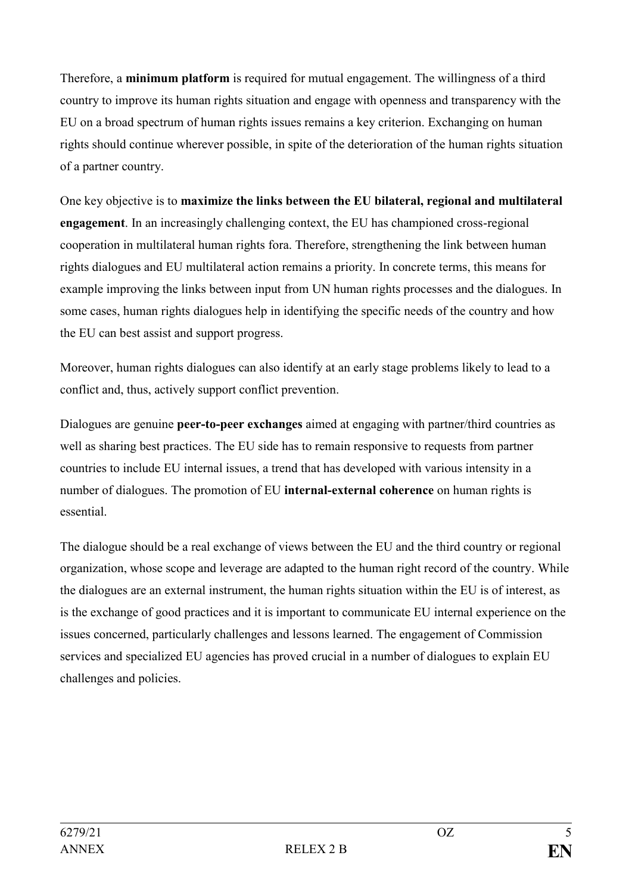Therefore, a **minimum platform** is required for mutual engagement. The willingness of a third country to improve its human rights situation and engage with openness and transparency with the EU on a broad spectrum of human rights issues remains a key criterion. Exchanging on human rights should continue wherever possible, in spite of the deterioration of the human rights situation of a partner country.

One key objective is to **maximize the links between the EU bilateral, regional and multilateral engagement**. In an increasingly challenging context, the EU has championed cross-regional cooperation in multilateral human rights fora. Therefore, strengthening the link between human rights dialogues and EU multilateral action remains a priority. In concrete terms, this means for example improving the links between input from UN human rights processes and the dialogues. In some cases, human rights dialogues help in identifying the specific needs of the country and how the EU can best assist and support progress.

Moreover, human rights dialogues can also identify at an early stage problems likely to lead to a conflict and, thus, actively support conflict prevention.

Dialogues are genuine **peer-to-peer exchanges** aimed at engaging with partner/third countries as well as sharing best practices. The EU side has to remain responsive to requests from partner countries to include EU internal issues, a trend that has developed with various intensity in a number of dialogues. The promotion of EU **internal-external coherence** on human rights is essential.

The dialogue should be a real exchange of views between the EU and the third country or regional organization, whose scope and leverage are adapted to the human right record of the country. While the dialogues are an external instrument, the human rights situation within the EU is of interest, as is the exchange of good practices and it is important to communicate EU internal experience on the issues concerned, particularly challenges and lessons learned. The engagement of Commission services and specialized EU agencies has proved crucial in a number of dialogues to explain EU challenges and policies.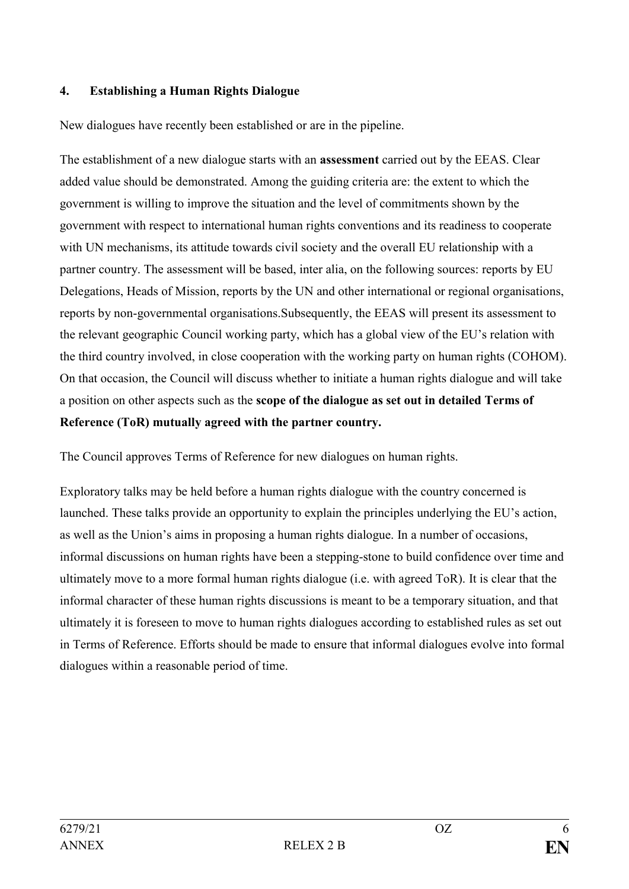## 4. Establishing a Human Rights Dialogue

New dialogues have recently been established or are in the pipeline.

The establishment of a new dialogue starts with an **assessment** carried out by the EEAS. Clear added value should be demonstrated. Among the guiding criteria are: the extent to which the government is willing to improve the situation and the level of commitments shown by the government with respect to international human rights conventions and its readiness to cooperate with UN mechanisms, its attitude towards civil society and the overall EU relationship with a partner country. The assessment will be based, inter alia, on the following sources: reports by EU Delegations, Heads of Mission, reports by the UN and other international or regional organisations, reports by non-governmental organisations.Subsequently, the EEAS will present its assessment to the relevant geographic Council working party, which has a global view of the EU's relation with the third country involved, in close cooperation with the working party on human rights (COHOM). On that occasion, the Council will discuss whether to initiate a human rights dialogue and will take a position on other aspects such as the **scope of the dialogue as set out in detailed Terms of Reference (ToR) mutually agreed with the partner country.**

The Council approves Terms of Reference for new dialogues on human rights.

Exploratory talks may be held before a human rights dialogue with the country concerned is launched. These talks provide an opportunity to explain the principles underlying the EU's action, as well as the Union's aims in proposing a human rights dialogue. In a number of occasions, informal discussions on human rights have been a stepping-stone to build confidence over time and ultimately move to a more formal human rights dialogue (i.e. with agreed ToR). It is clear that the informal character of these human rights discussions is meant to be a temporary situation, and that ultimately it is foreseen to move to human rights dialogues according to established rules as set out in Terms of Reference. Efforts should be made to ensure that informal dialogues evolve into formal dialogues within a reasonable period of time.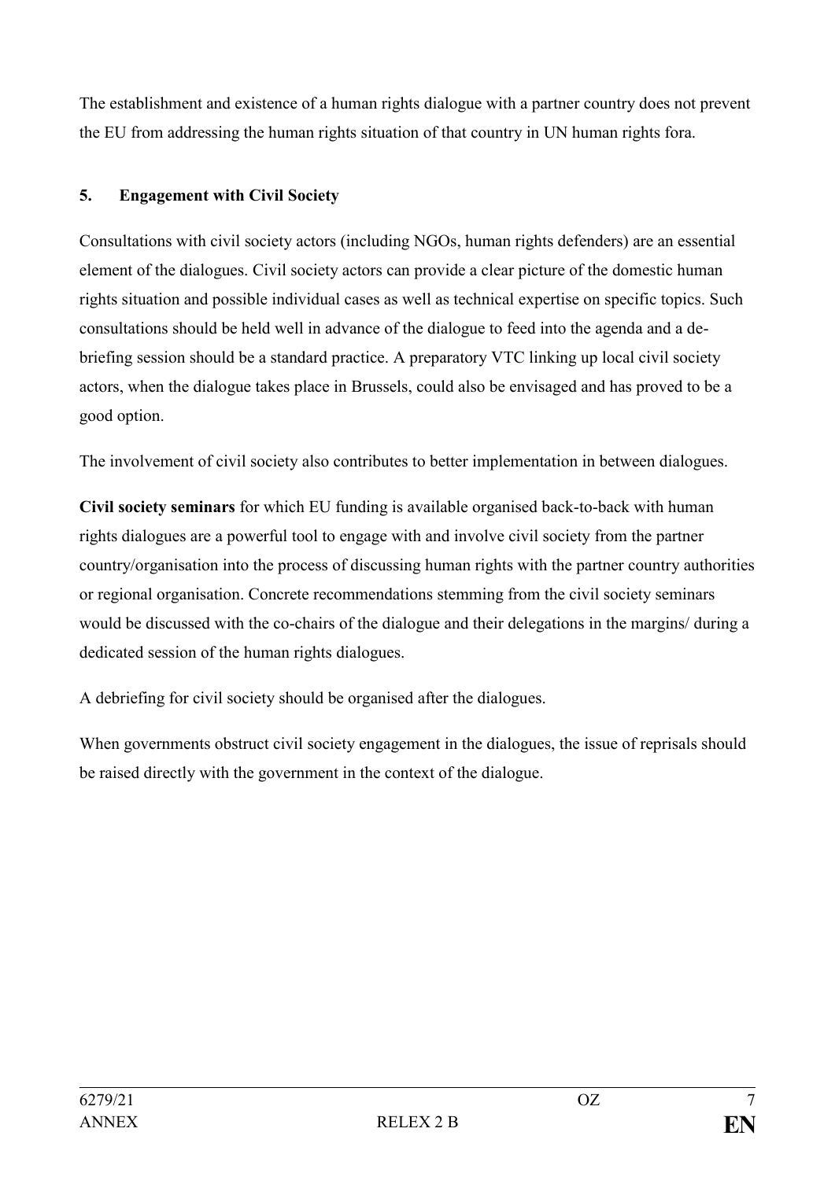The establishment and existence of a human rights dialogue with a partner country does not prevent the EU from addressing the human rights situation of that country in UN human rights fora.

## 5. Engagement with Civil Society

Consultations with civil society actors (including NGOs, human rights defenders) are an essential element of the dialogues. Civil society actors can provide a clear picture of the domestic human rights situation and possible individual cases as well as technical expertise on specific topics. Such consultations should be held well in advance of the dialogue to feed into the agenda and a de-briefing session should be a standard practice. A preparatory VTC linking up local civil society actors, when the dialogue takes place in Brussels, could also be envisaged and has proved to be a good option.

The involvement of civil society also contributes to better implementation in between dialogues.

**Civil society seminars** for which EU funding is available organised back-to-back with human rights dialogues are a powerful tool to engage with and involve civil society from the partner country/organisation into the process of discussing human rights with the partner country authorities or regional organisation. Concrete recommendations stemming from the civil society seminars would be discussed with the co-chairs of the dialogue and their delegations in the margins/ during a dedicated session of the human rights dialogues.

A debriefing for civil society should be organised after the dialogues.

When governments obstruct civil society engagement in the dialogues, the issue of reprisals should be raised directly with the government in the context of the dialogue.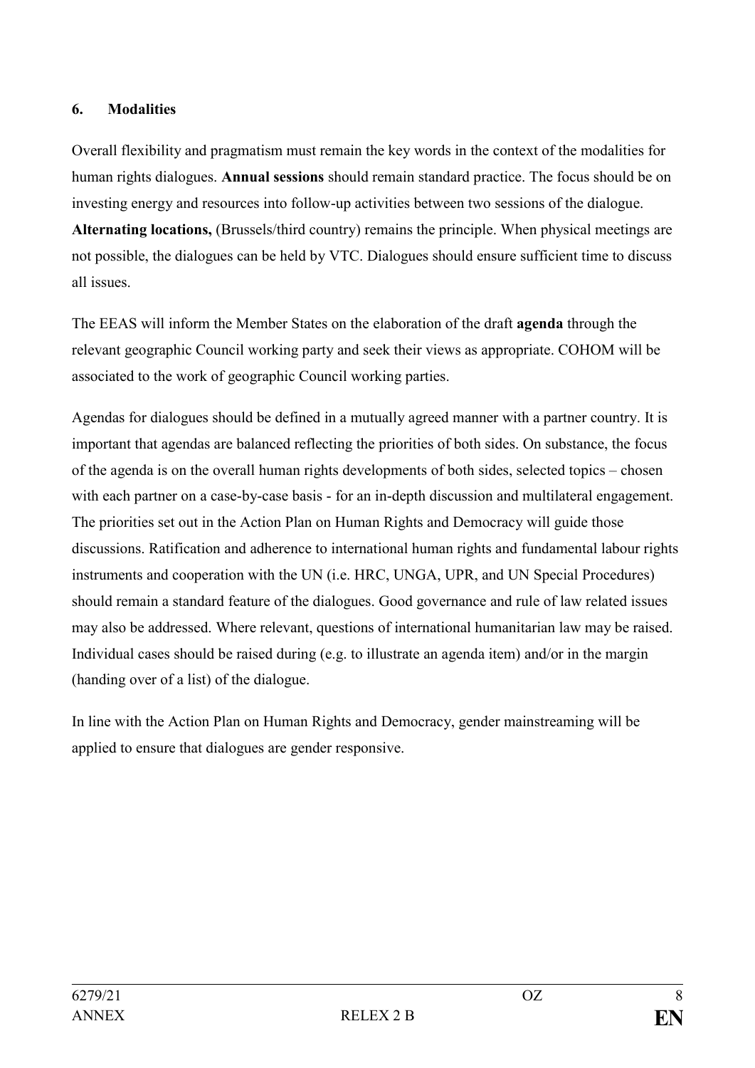## 6. Modalities

Overall flexibility and pragmatism must remain the key words in the context of the modalities for human rights dialogues. **Annual sessions** should remain standard practice. The focus should be on investing energy and resources into follow-up activities between two sessions of the dialogue. **Alternating locations,** (Brussels/third country) remains the principle. When physical meetings are not possible, the dialogues can be held by VTC. Dialogues should ensure sufficient time to discuss all issues.

The EEAS will inform the Member States on the elaboration of the draft **agenda** through the relevant geographic Council working party and seek their views as appropriate. COHOM will be associated to the work of geographic Council working parties.

Agendas for dialogues should be defined in a mutually agreed manner with a partner country. It is important that agendas are balanced reflecting the priorities of both sides. On substance, the focus of the agenda is on the overall human rights developments of both sides, selected topics – chosen with each partner on a case-by-case basis - for an in-depth discussion and multilateral engagement. The priorities set out in the Action Plan on Human Rights and Democracy will guide those discussions. Ratification and adherence to international human rights and fundamental labour rights instruments and cooperation with the UN (i.e. HRC, UNGA, UPR, and UN Special Procedures) should remain a standard feature of the dialogues. Good governance and rule of law related issues may also be addressed. Where relevant, questions of international humanitarian law may be raised. Individual cases should be raised during (e.g. to illustrate an agenda item) and/or in the margin (handing over of a list) of the dialogue.

In line with the Action Plan on Human Rights and Democracy, gender mainstreaming will be applied to ensure that dialogues are gender responsive.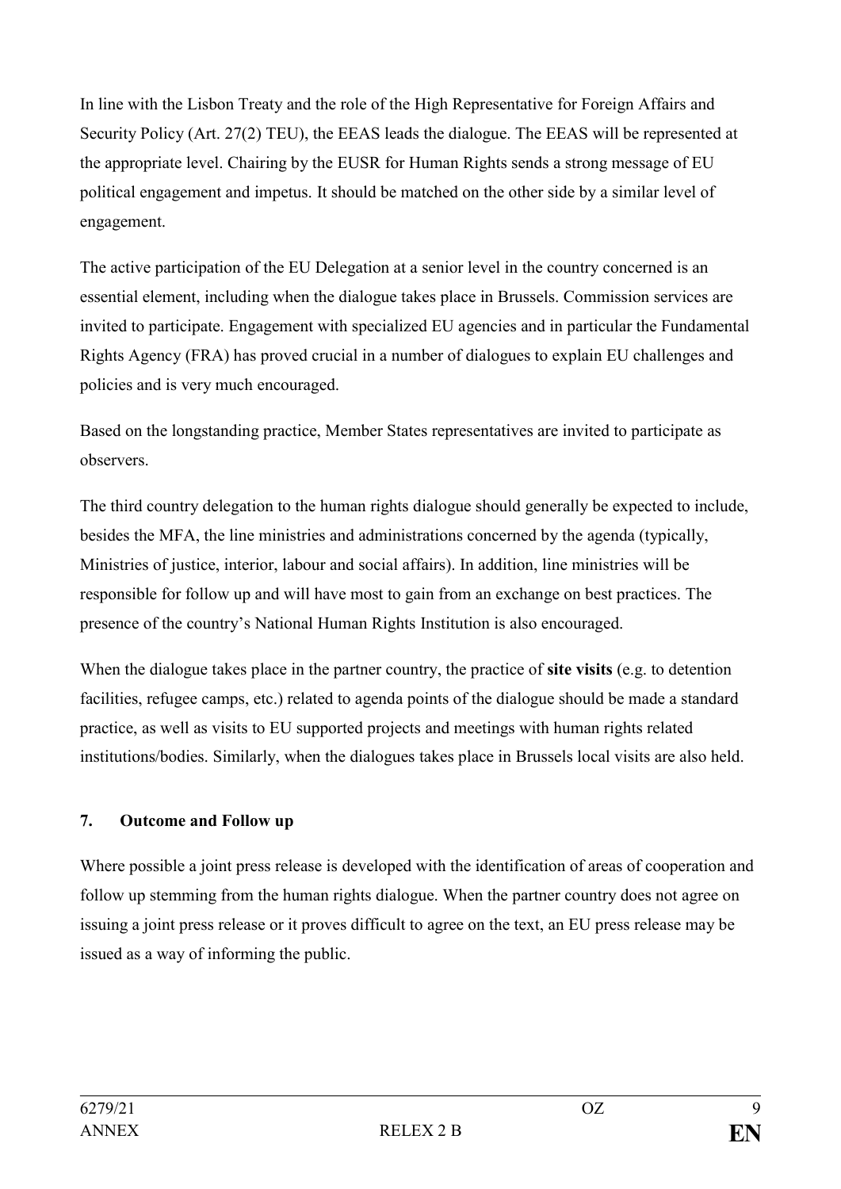In line with the Lisbon Treaty and the role of the High Representative for Foreign Affairs and Security Policy (Art. 27(2) TEU), the EEAS leads the dialogue. The EEAS will be represented at the appropriate level. Chairing by the EUSR for Human Rights sends a strong message of EU political engagement and impetus. It should be matched on the other side by a similar level of engagement.

The active participation of the EU Delegation at a senior level in the country concerned is an essential element, including when the dialogue takes place in Brussels. Commission services are invited to participate. Engagement with specialized EU agencies and in particular the Fundamental Rights Agency (FRA) has proved crucial in a number of dialogues to explain EU challenges and policies and is very much encouraged.

Based on the longstanding practice, Member States representatives are invited to participate as observers.

The third country delegation to the human rights dialogue should generally be expected to include, besides the MFA, the line ministries and administrations concerned by the agenda (typically, Ministries of justice, interior, labour and social affairs). In addition, line ministries will be responsible for follow up and will have most to gain from an exchange on best practices. The presence of the country's National Human Rights Institution is also encouraged.

When the dialogue takes place in the partner country, the practice of **site visits** (e.g. to detention facilities, refugee camps, etc.) related to agenda points of the dialogue should be made a standard practice, as well as visits to EU supported projects and meetings with human rights related institutions/bodies. Similarly, when the dialogues takes place in Brussels local visits are also held.

## 7. Outcome and Follow up

Where possible a joint press release is developed with the identification of areas of cooperation and follow up stemming from the human rights dialogue. When the partner country does not agree on issuing a joint press release or it proves difficult to agree on the text, an EU press release may be issued as a way of informing the public.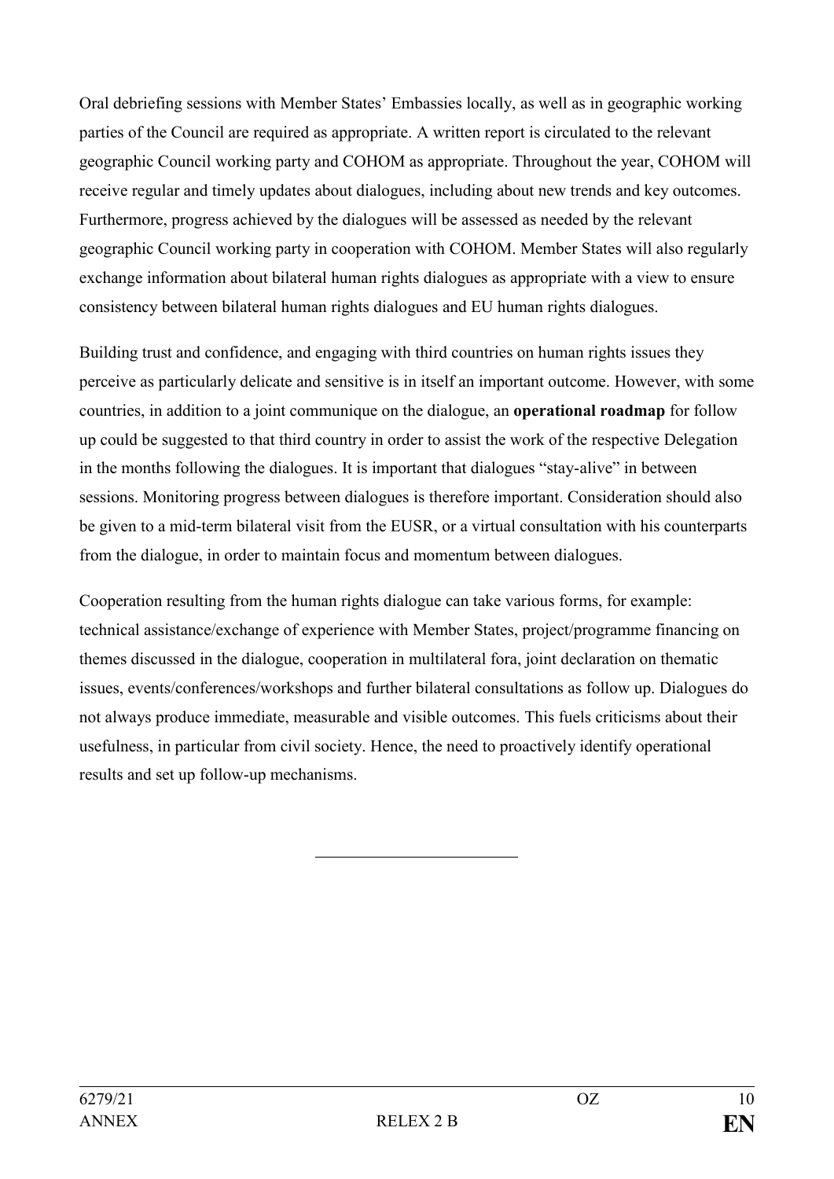Oral debriefing sessions with Member States' Embassies locally, as well as in geographic working parties of the Council are required as appropriate. A written report is circulated to the relevant geographic Council working party and COHOM as appropriate. Throughout the year, COHOM will receive regular and timely updates about dialogues, including about new trends and key outcomes. Furthermore, progress achieved by the dialogues will be assessed as needed by the relevant geographic Council working party in cooperation with COHOM. Member States will also regularly exchange information about bilateral human rights dialogues as appropriate with a view to ensure consistency between bilateral human rights dialogues and EU human rights dialogues.

Building trust and confidence, and engaging with third countries on human rights issues they perceive as particularly delicate and sensitive is in itself an important outcome. However, with some countries, in addition to a joint communique on the dialogue, an **operational roadmap** for follow up could be suggested to that third country in order to assist the work of the respective Delegation in the months following the dialogues. It is important that dialogues "stay-alive" in between sessions. Monitoring progress between dialogues is therefore important. Consideration should also be given to a mid-term bilateral visit from the EUSR, or a virtual consultation with his counterparts from the dialogue, in order to maintain focus and momentum between dialogues.

Cooperation resulting from the human rights dialogue can take various forms, for example: technical assistance/exchange of experience with Member States, project/programme financing on themes discussed in the dialogue, cooperation in multilateral fora, joint declaration on thematic issues, events/conferences/workshops and further bilateral consultations as follow up. Dialogues do not always produce immediate, measurable and visible outcomes. This fuels criticisms about their usefulness, in particular from civil society. Hence, the need to proactively identify operational results and set up follow-up mechanisms.